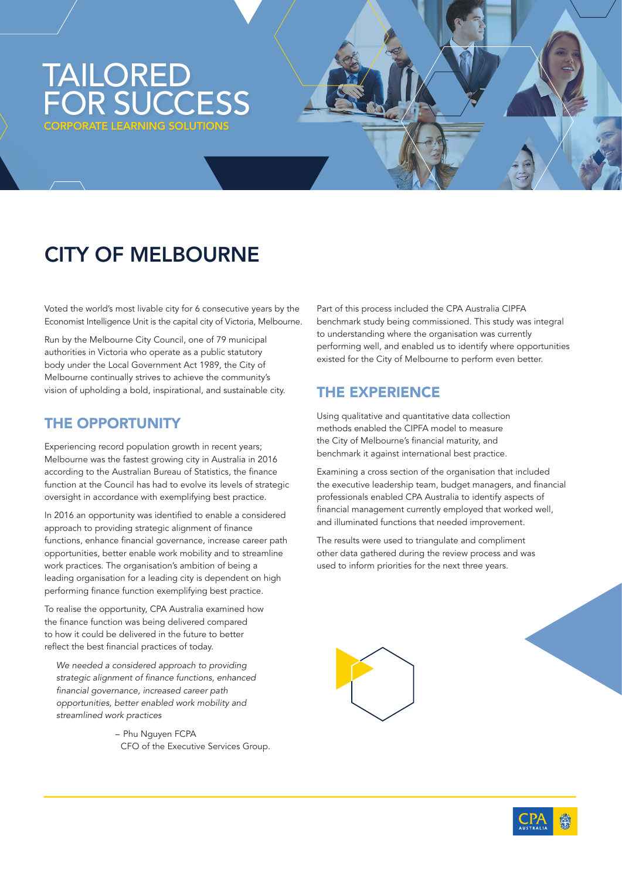# TAILORED FOR SUCCESS

CORPORATE LEARNING SOLUTIONS

## CITY OF MELBOURNE

Voted the world's most livable city for 6 consecutive years by the Economist Intelligence Unit is the capital city of Victoria, Melbourne.

Run by the Melbourne City Council, one of 79 municipal authorities in Victoria who operate as a public statutory body under the Local Government Act 1989, the City of Melbourne continually strives to achieve the community's vision of upholding a bold, inspirational, and sustainable city.

### THE OPPORTUNITY

Experiencing record population growth in recent years; Melbourne was the fastest growing city in Australia in 2016 according to the Australian Bureau of Statistics, the finance function at the Council has had to evolve its levels of strategic oversight in accordance with exemplifying best practice.

In 2016 an opportunity was identified to enable a considered approach to providing strategic alignment of finance functions, enhance financial governance, increase career path opportunities, better enable work mobility and to streamline work practices. The organisation's ambition of being a leading organisation for a leading city is dependent on high performing finance function exemplifying best practice.

To realise the opportunity, CPA Australia examined how the finance function was being delivered compared to how it could be delivered in the future to better reflect the best financial practices of today.

> *We needed a considered approach to providing strategic alignment of finance functions, enhanced financial governance, increased career path opportunities, better enabled work mobility and streamlined work practices*
>
> – Phu Nguyen FCPA
> CFO of the Executive Services Group.

Part of this process included the CPA Australia CIPFA benchmark study being commissioned. This study was integral to understanding where the organisation was currently performing well, and enabled us to identify where opportunities existed for the City of Melbourne to perform even better.

### THE EXPERIENCE

Using qualitative and quantitative data collection methods enabled the CIPFA model to measure the City of Melbourne's financial maturity, and benchmark it against international best practice.

Examining a cross section of the organisation that included the executive leadership team, budget managers, and financial professionals enabled CPA Australia to identify aspects of financial management currently employed that worked well, and illuminated functions that needed improvement.

The results were used to triangulate and compliment other data gathered during the review process and was used to inform priorities for the next three years.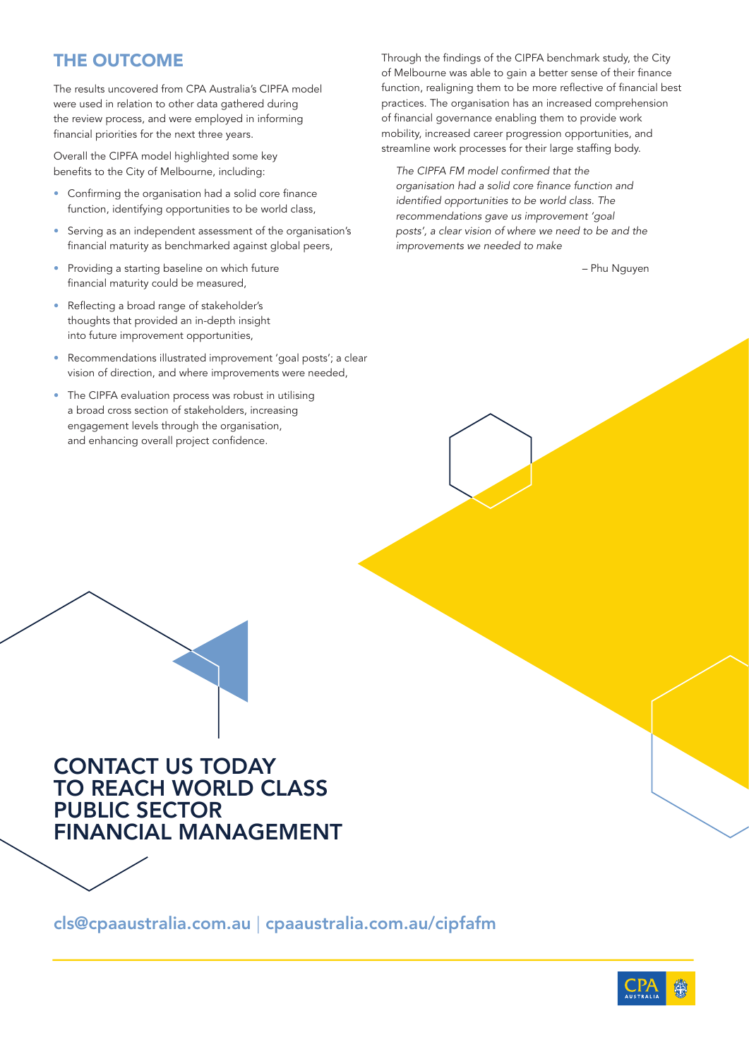## THE OUTCOME

The results uncovered from CPA Australia's CIPFA model were used in relation to other data gathered during the review process, and were employed in informing financial priorities for the next three years.

Overall the CIPFA model highlighted some key benefits to the City of Melbourne, including:

- Confirming the organisation had a solid core finance function, identifying opportunities to be world class,
- Serving as an independent assessment of the organisation's financial maturity as benchmarked against global peers,
- Providing a starting baseline on which future financial maturity could be measured,
- Reflecting a broad range of stakeholder's thoughts that provided an in-depth insight into future improvement opportunities,
- Recommendations illustrated improvement 'goal posts'; a clear vision of direction, and where improvements were needed,
- The CIPFA evaluation process was robust in utilising a broad cross section of stakeholders, increasing engagement levels through the organisation, and enhancing overall project confidence.

Through the findings of the CIPFA benchmark study, the City of Melbourne was able to gain a better sense of their finance function, realigning them to be more reflective of financial best practices. The organisation has an increased comprehension of financial governance enabling them to provide work mobility, increased career progression opportunities, and streamline work processes for their large staffing body.

*The CIPFA FM model confirmed that the organisation had a solid core finance function and identified opportunities to be world class. The recommendations gave us improvement 'goal posts', a clear vision of where we need to be and the improvements we needed to make*

– Phu Nguyen

## CONTACT US TODAY TO REACH WORLD CLASS PUBLIC SECTOR FINANCIAL MANAGEMENT

cls@cpaaustralia.com.au | cpaaustralia.com.au/cipfafm